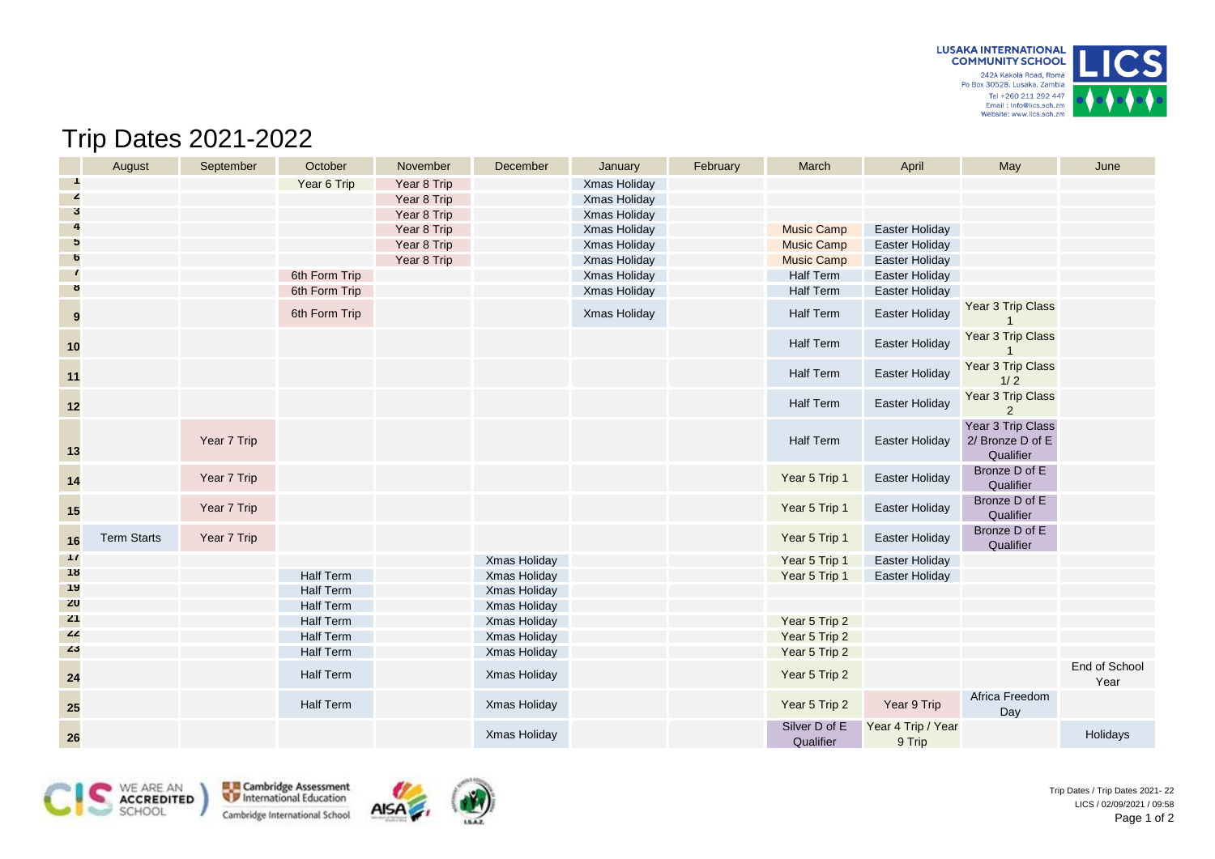LUSAKA INTERNATIONAL COMMUNITY SCHOOL
242A Kakola Road, Roma
Po Box 30528, Lusaka, Zambia
Tel +260 211 292 447
Email : info@lics.sch.zm
Website: www.lics.sch.zm

# Trip Dates 2021-2022

| | August | September | October | November | December | January | February | March | April | May | June |
|---|---|---|---|---|---|---|---|---|---|---|---|
| 1 | | | Year 6 Trip | Year 8 Trip | | Xmas Holiday | | | | | |
| 2 | | | | Year 8 Trip | | Xmas Holiday | | | | | |
| 3 | | | | Year 8 Trip | | Xmas Holiday | | | | | |
| 4 | | | | Year 8 Trip | | Xmas Holiday | | Music Camp | Easter Holiday | | |
| 5 | | | | Year 8 Trip | | Xmas Holiday | | Music Camp | Easter Holiday | | |
| 6 | | | | Year 8 Trip | | Xmas Holiday | | Music Camp | Easter Holiday | | |
| 7 | | | 6th Form Trip | | | Xmas Holiday | | Half Term | Easter Holiday | | |
| 8 | | | 6th Form Trip | | | Xmas Holiday | | Half Term | Easter Holiday | | |
| 9 | | | 6th Form Trip | | | Xmas Holiday | | Half Term | Easter Holiday | Year 3 Trip Class 1 | |
| 10 | | | | | | | | Half Term | Easter Holiday | Year 3 Trip Class 1 | |
| 11 | | | | | | | | Half Term | Easter Holiday | Year 3 Trip Class 1/ 2 | |
| 12 | | | | | | | | Half Term | Easter Holiday | Year 3 Trip Class 2 | |
| 13 | | Year 7 Trip | | | | | | Half Term | Easter Holiday | Year 3 Trip Class 2/ Bronze D of E Qualifier | |
| 14 | | Year 7 Trip | | | | | | Year 5 Trip 1 | Easter Holiday | Bronze D of E Qualifier | |
| 15 | | Year 7 Trip | | | | | | Year 5 Trip 1 | Easter Holiday | Bronze D of E Qualifier | |
| 16 | Term Starts | Year 7 Trip | | | | | | Year 5 Trip 1 | Easter Holiday | Bronze D of E Qualifier | |
| 17 | | | | | Xmas Holiday | | | Year 5 Trip 1 | Easter Holiday | | |
| 18 | | | Half Term | | Xmas Holiday | | | Year 5 Trip 1 | Easter Holiday | | |
| 19 | | | Half Term | | Xmas Holiday | | | | | | |
| 20 | | | Half Term | | Xmas Holiday | | | | | | |
| 21 | | | Half Term | | Xmas Holiday | | | Year 5 Trip 2 | | | |
| 22 | | | Half Term | | Xmas Holiday | | | Year 5 Trip 2 | | | |
| 23 | | | Half Term | | Xmas Holiday | | | Year 5 Trip 2 | | | |
| 24 | | | Half Term | | Xmas Holiday | | | Year 5 Trip 2 | | | End of School Year |
| 25 | | | Half Term | | Xmas Holiday | | | Year 5 Trip 2 | Year 9 Trip | Africa Freedom Day | |
| 26 | | | | | Xmas Holiday | | | Silver D of E Qualifier | Year 4 Trip / Year 9 Trip | | Holidays |

Trip Dates / Trip Dates 2021- 22
LICS / 02/09/2021 / 09:58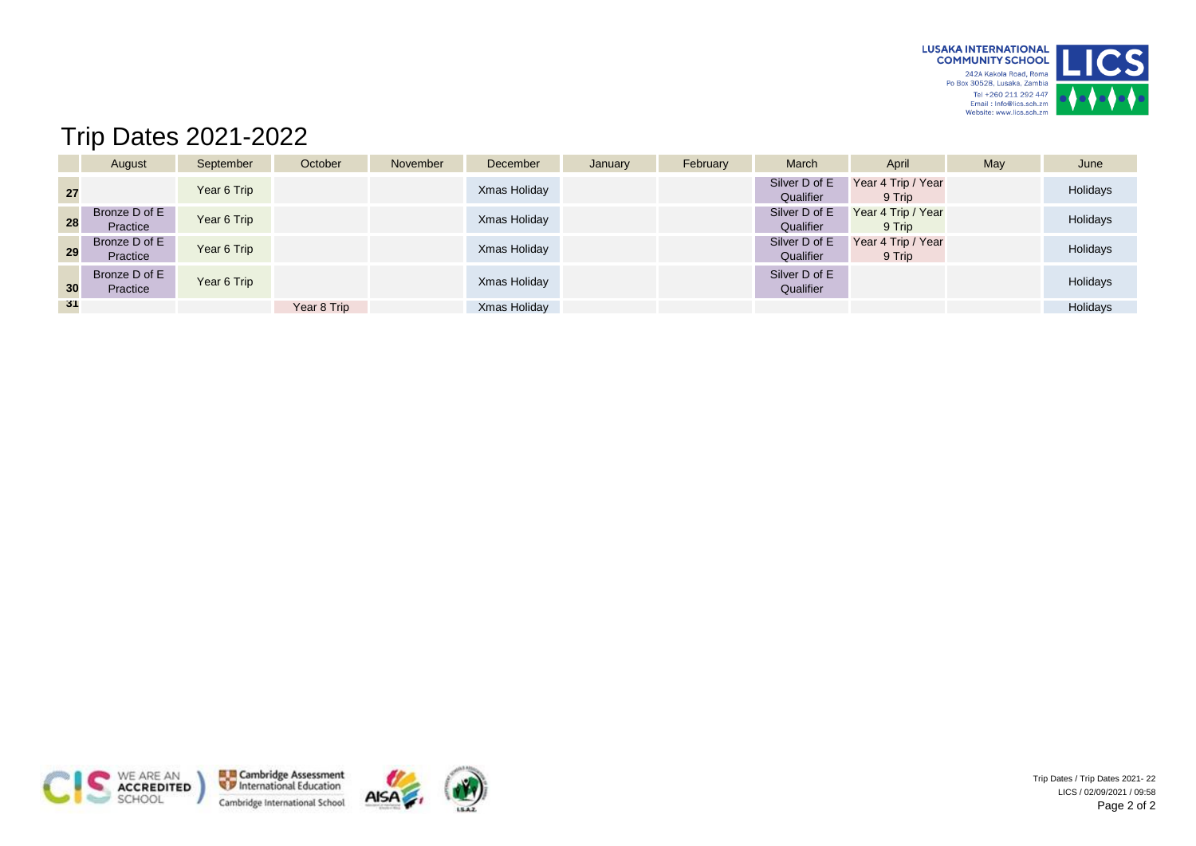# Trip Dates 2021-2022

| | August | September | October | November | December | January | February | March | April | May | June |
|---|---|---|---|---|---|---|---|---|---|---|---|
| 27 | | Year 6 Trip | | | Xmas Holiday | | | Silver D of E Qualifier | Year 4 Trip / Year 9 Trip | | Holidays |
| 28 | Bronze D of E Practice | Year 6 Trip | | | Xmas Holiday | | | Silver D of E Qualifier | Year 4 Trip / Year 9 Trip | | Holidays |
| 29 | Bronze D of E Practice | Year 6 Trip | | | Xmas Holiday | | | Silver D of E Qualifier | Year 4 Trip / Year 9 Trip | | Holidays |
| 30 | Bronze D of E Practice | Year 6 Trip | | | Xmas Holiday | | | Silver D of E Qualifier | | | Holidays |
| 31 | | | Year 8 Trip | | Xmas Holiday | | | | | | Holidays |